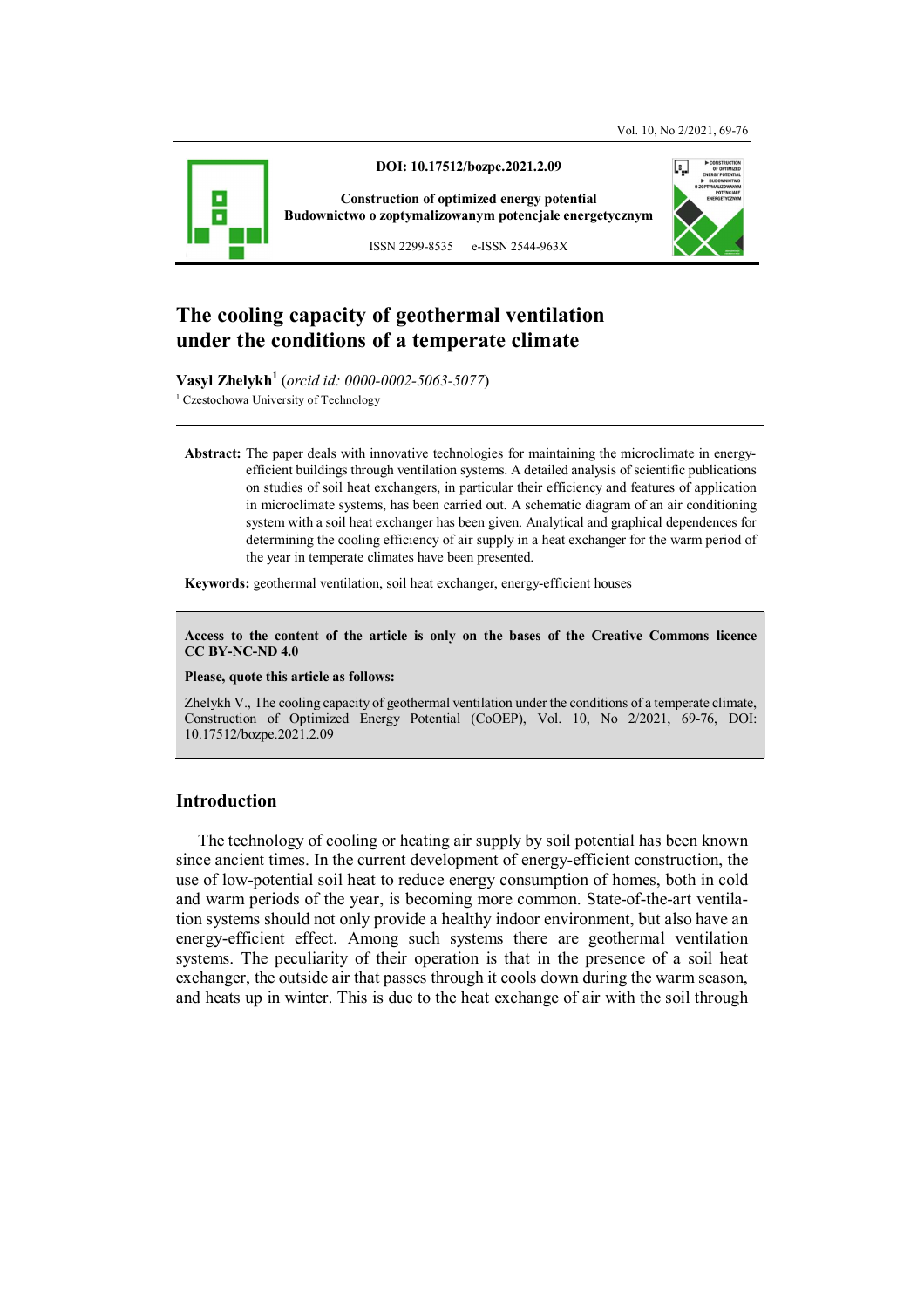**DOI: 10.17512/bozpe.2021.2.09**

**Construction of optimized energy potential**
**Budownictwo o zoptymalizowanym potencjale energetycznym**

ISSN 2299-8535 e-ISSN 2544-963X

# The cooling capacity of geothermal ventilation under the conditions of a temperate climate

**Vasyl Zhelykh**[1] (*orcid id: 0000-0002-5063-5077*)

[1] Czestochowa University of Technology

**Abstract:** The paper deals with innovative technologies for maintaining the microclimate in energy-efficient buildings through ventilation systems. A detailed analysis of scientific publications on studies of soil heat exchangers, in particular their efficiency and features of application in microclimate systems, has been carried out. A schematic diagram of an air conditioning system with a soil heat exchanger has been given. Analytical and graphical dependences for determining the cooling efficiency of air supply in a heat exchanger for the warm period of the year in temperate climates have been presented.

**Keywords:** geothermal ventilation, soil heat exchanger, energy-efficient houses

**Access to the content of the article is only on the bases of the Creative Commons licence CC BY-NC-ND 4.0**

**Please, quote this article as follows:**

Zhelykh V., The cooling capacity of geothermal ventilation under the conditions of a temperate climate, Construction of Optimized Energy Potential (CoOEP), Vol. 10, No 2/2021, 69-76, DOI: 10.17512/bozpe.2021.2.09

## Introduction

The technology of cooling or heating air supply by soil potential has been known since ancient times. In the current development of energy-efficient construction, the use of low-potential soil heat to reduce energy consumption of homes, both in cold and warm periods of the year, is becoming more common. State-of-the-art ventilation systems should not only provide a healthy indoor environment, but also have an energy-efficient effect. Among such systems there are geothermal ventilation systems. The peculiarity of their operation is that in the presence of a soil heat exchanger, the outside air that passes through it cools down during the warm season, and heats up in winter. This is due to the heat exchange of air with the soil through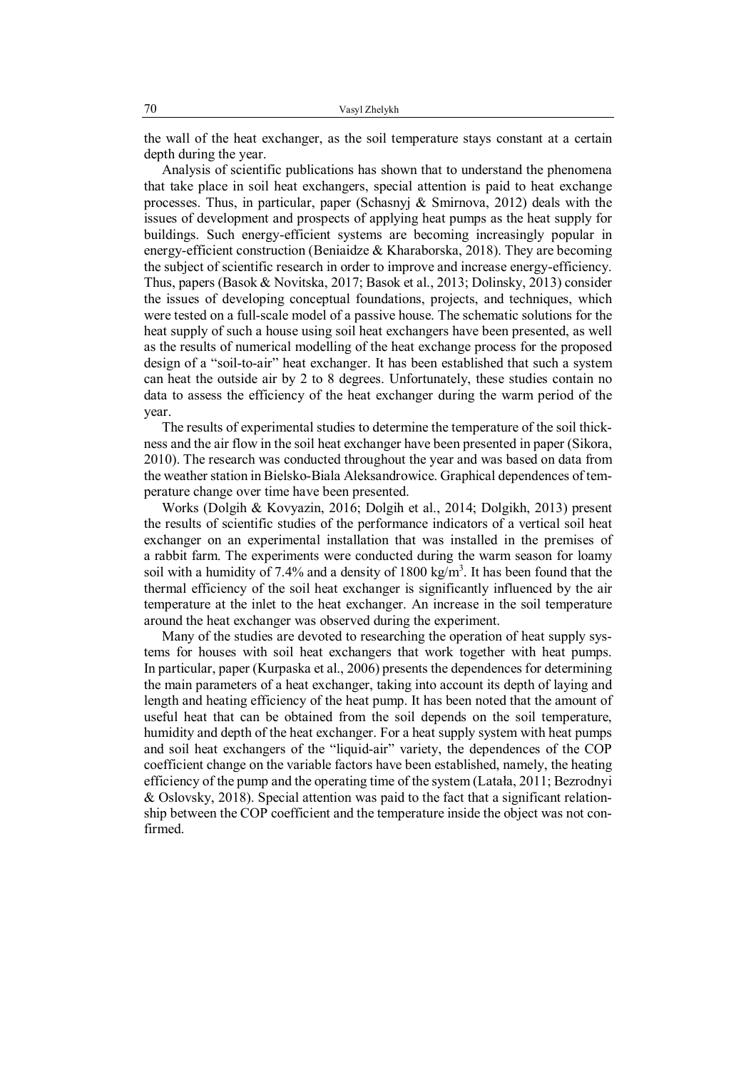the wall of the heat exchanger, as the soil temperature stays constant at a certain depth during the year.

Analysis of scientific publications has shown that to understand the phenomena that take place in soil heat exchangers, special attention is paid to heat exchange processes. Thus, in particular, paper (Schasnyj & Smirnova, 2012) deals with the issues of development and prospects of applying heat pumps as the heat supply for buildings. Such energy-efficient systems are becoming increasingly popular in energy-efficient construction (Beniaidze & Kharaborska, 2018). They are becoming the subject of scientific research in order to improve and increase energy-efficiency. Thus, papers (Basok & Novitska, 2017; Basok et al., 2013; Dolinsky, 2013) consider the issues of developing conceptual foundations, projects, and techniques, which were tested on a full-scale model of a passive house. The schematic solutions for the heat supply of such a house using soil heat exchangers have been presented, as well as the results of numerical modelling of the heat exchange process for the proposed design of a "soil-to-air" heat exchanger. It has been established that such a system can heat the outside air by 2 to 8 degrees. Unfortunately, these studies contain no data to assess the efficiency of the heat exchanger during the warm period of the year.

The results of experimental studies to determine the temperature of the soil thickness and the air flow in the soil heat exchanger have been presented in paper (Sikora, 2010). The research was conducted throughout the year and was based on data from the weather station in Bielsko-Biala Aleksandrowice. Graphical dependences of temperature change over time have been presented.

Works (Dolgih & Kovyazin, 2016; Dolgih et al., 2014; Dolgikh, 2013) present the results of scientific studies of the performance indicators of a vertical soil heat exchanger on an experimental installation that was installed in the premises of a rabbit farm. The experiments were conducted during the warm season for loamy soil with a humidity of 7.4% and a density of 1800 $kg/m^3$. It has been found that the thermal efficiency of the soil heat exchanger is significantly influenced by the air temperature at the inlet to the heat exchanger. An increase in the soil temperature around the heat exchanger was observed during the experiment.

Many of the studies are devoted to researching the operation of heat supply systems for houses with soil heat exchangers that work together with heat pumps. In particular, paper (Kurpaska et al., 2006) presents the dependences for determining the main parameters of a heat exchanger, taking into account its depth of laying and length and heating efficiency of the heat pump. It has been noted that the amount of useful heat that can be obtained from the soil depends on the soil temperature, humidity and depth of the heat exchanger. For a heat supply system with heat pumps and soil heat exchangers of the "liquid-air" variety, the dependences of the COP coefficient change on the variable factors have been established, namely, the heating efficiency of the pump and the operating time of the system (Latała, 2011; Bezrodnyi & Oslovsky, 2018). Special attention was paid to the fact that a significant relationship between the COP coefficient and the temperature inside the object was not confirmed.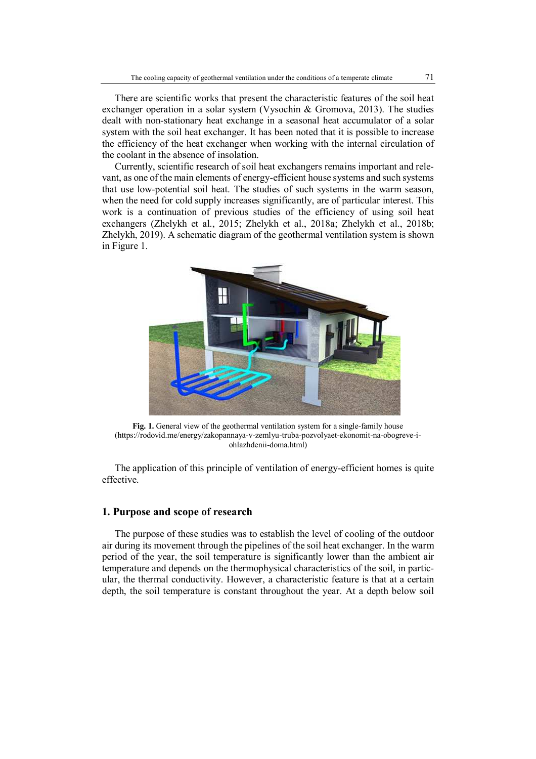There are scientific works that present the characteristic features of the soil heat exchanger operation in a solar system (Vysochin & Gromova, 2013). The studies dealt with non-stationary heat exchange in a seasonal heat accumulator of a solar system with the soil heat exchanger. It has been noted that it is possible to increase the efficiency of the heat exchanger when working with the internal circulation of the coolant in the absence of insolation.

Currently, scientific research of soil heat exchangers remains important and relevant, as one of the main elements of energy-efficient house systems and such systems that use low-potential soil heat. The studies of such systems in the warm season, when the need for cold supply increases significantly, are of particular interest. This work is a continuation of previous studies of the efficiency of using soil heat exchangers (Zhelykh et al., 2015; Zhelykh et al., 2018a; Zhelykh et al., 2018b; Zhelykh, 2019). A schematic diagram of the geothermal ventilation system is shown in Figure 1.

**Fig. 1.** General view of the geothermal ventilation system for a single-family house (https://rodovid.me/energy/zakopannaya-v-zemlyu-truba-pozvolyaet-ekonomit-na-obogreve-i-ohlazhdenii-doma.html)

The application of this principle of ventilation of energy-efficient homes is quite effective.

## 1. Purpose and scope of research

The purpose of these studies was to establish the level of cooling of the outdoor air during its movement through the pipelines of the soil heat exchanger. In the warm period of the year, the soil temperature is significantly lower than the ambient air temperature and depends on the thermophysical characteristics of the soil, in particular, the thermal conductivity. However, a characteristic feature is that at a certain depth, the soil temperature is constant throughout the year. At a depth below soil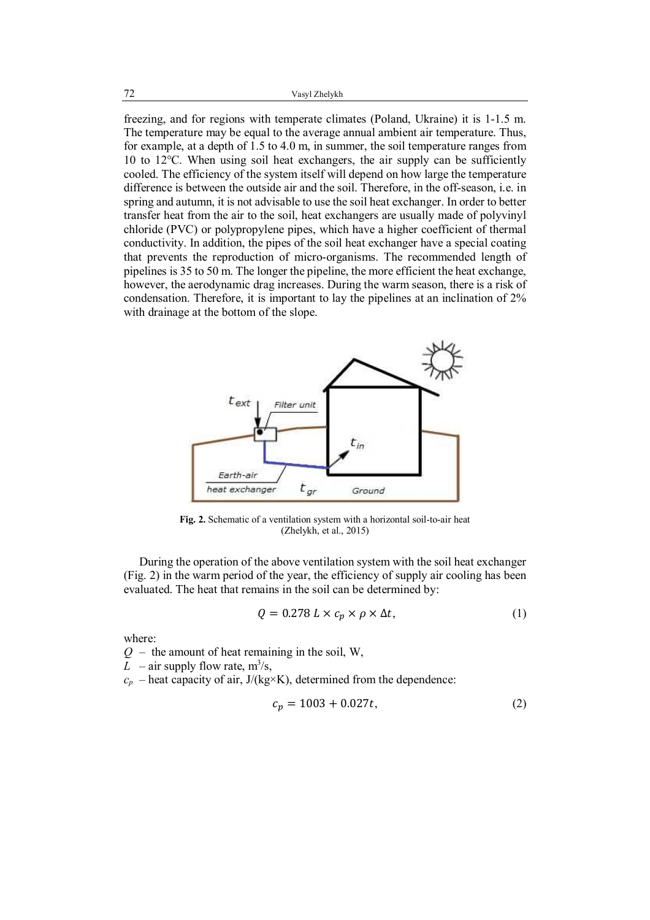freezing, and for regions with temperate climates (Poland, Ukraine) it is 1-1.5 m. The temperature may be equal to the average annual ambient air temperature. Thus, for example, at a depth of 1.5 to 4.0 m, in summer, the soil temperature ranges from 10 to 12°C. When using soil heat exchangers, the air supply can be sufficiently cooled. The efficiency of the system itself will depend on how large the temperature difference is between the outside air and the soil. Therefore, in the off-season, i.e. in spring and autumn, it is not advisable to use the soil heat exchanger. In order to better transfer heat from the air to the soil, heat exchangers are usually made of polyvinyl chloride (PVC) or polypropylene pipes, which have a higher coefficient of thermal conductivity. In addition, the pipes of the soil heat exchanger have a special coating that prevents the reproduction of micro-organisms. The recommended length of pipelines is 35 to 50 m. The longer the pipeline, the more efficient the heat exchange, however, the aerodynamic drag increases. During the warm season, there is a risk of condensation. Therefore, it is important to lay the pipelines at an inclination of 2% with drainage at the bottom of the slope.

**Fig. 2.** Schematic of a ventilation system with a horizontal soil-to-air heat (Zhelykh, et al., 2015)

During the operation of the above ventilation system with the soil heat exchanger (Fig. 2) in the warm period of the year, the efficiency of supply air cooling has been evaluated. The heat that remains in the soil can be determined by:

$$Q = 0.278\, L \times c_p \times \rho \times \Delta t, \tag{1}$$

where:

$Q$ – the amount of heat remaining in the soil, W,

$L$ – air supply flow rate, m$^3$/s,

$c_p$ – heat capacity of air, J/(kg×K), determined from the dependence:

$$c_p = 1003 + 0.027t, \tag{2}$$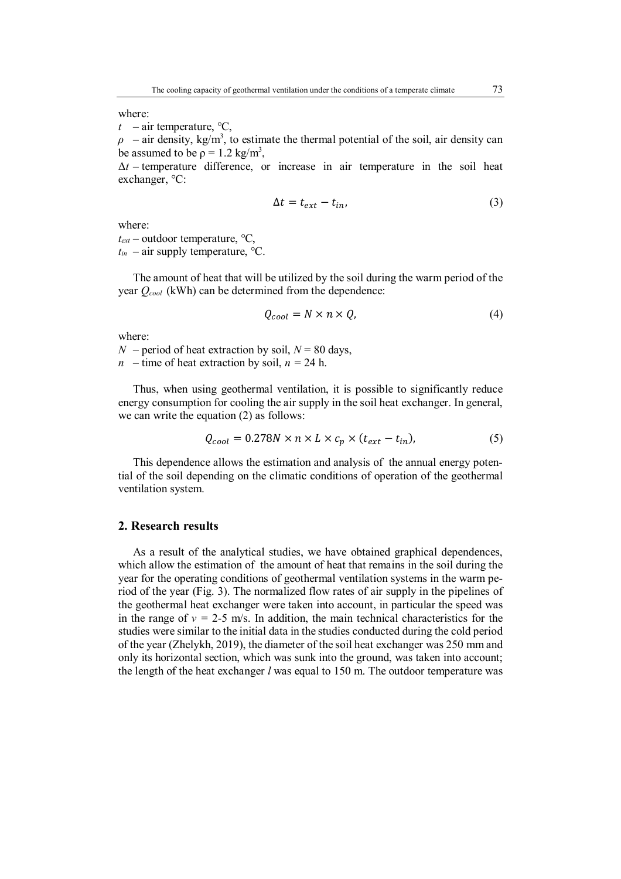where:

$t$ – air temperature, °C,

$\rho$ – air density, kg/m$^3$, to estimate the thermal potential of the soil, air density can be assumed to be $\rho = 1.2$ kg/m$^3$,

$\Delta t$ – temperature difference, or increase in air temperature in the soil heat exchanger, °C:

$$\Delta t = t_{ext} - t_{in}, \tag{3}$$

where:

$t_{ext}$ – outdoor temperature, °C,

$t_{in}$ – air supply temperature, °C.

The amount of heat that will be utilized by the soil during the warm period of the year $Q_{cool}$ (kWh) can be determined from the dependence:

$$Q_{cool} = N \times n \times Q, \tag{4}$$

where:

$N$ – period of heat extraction by soil, $N = 80$ days,

$n$ – time of heat extraction by soil, $n = 24$ h.

Thus, when using geothermal ventilation, it is possible to significantly reduce energy consumption for cooling the air supply in the soil heat exchanger. In general, we can write the equation (2) as follows:

$$Q_{cool} = 0.278N \times n \times L \times c_p \times (t_{ext} - t_{in}), \tag{5}$$

This dependence allows the estimation and analysis of the annual energy potential of the soil depending on the climatic conditions of operation of the geothermal ventilation system.

## 2. Research results

As a result of the analytical studies, we have obtained graphical dependences, which allow the estimation of the amount of heat that remains in the soil during the year for the operating conditions of geothermal ventilation systems in the warm period of the year (Fig. 3). The normalized flow rates of air supply in the pipelines of the geothermal heat exchanger were taken into account, in particular the speed was in the range of $v$ = 2-5 m/s. In addition, the main technical characteristics for the studies were similar to the initial data in the studies conducted during the cold period of the year (Zhelykh, 2019), the diameter of the soil heat exchanger was 250 mm and only its horizontal section, which was sunk into the ground, was taken into account; the length of the heat exchanger $l$ was equal to 150 m. The outdoor temperature was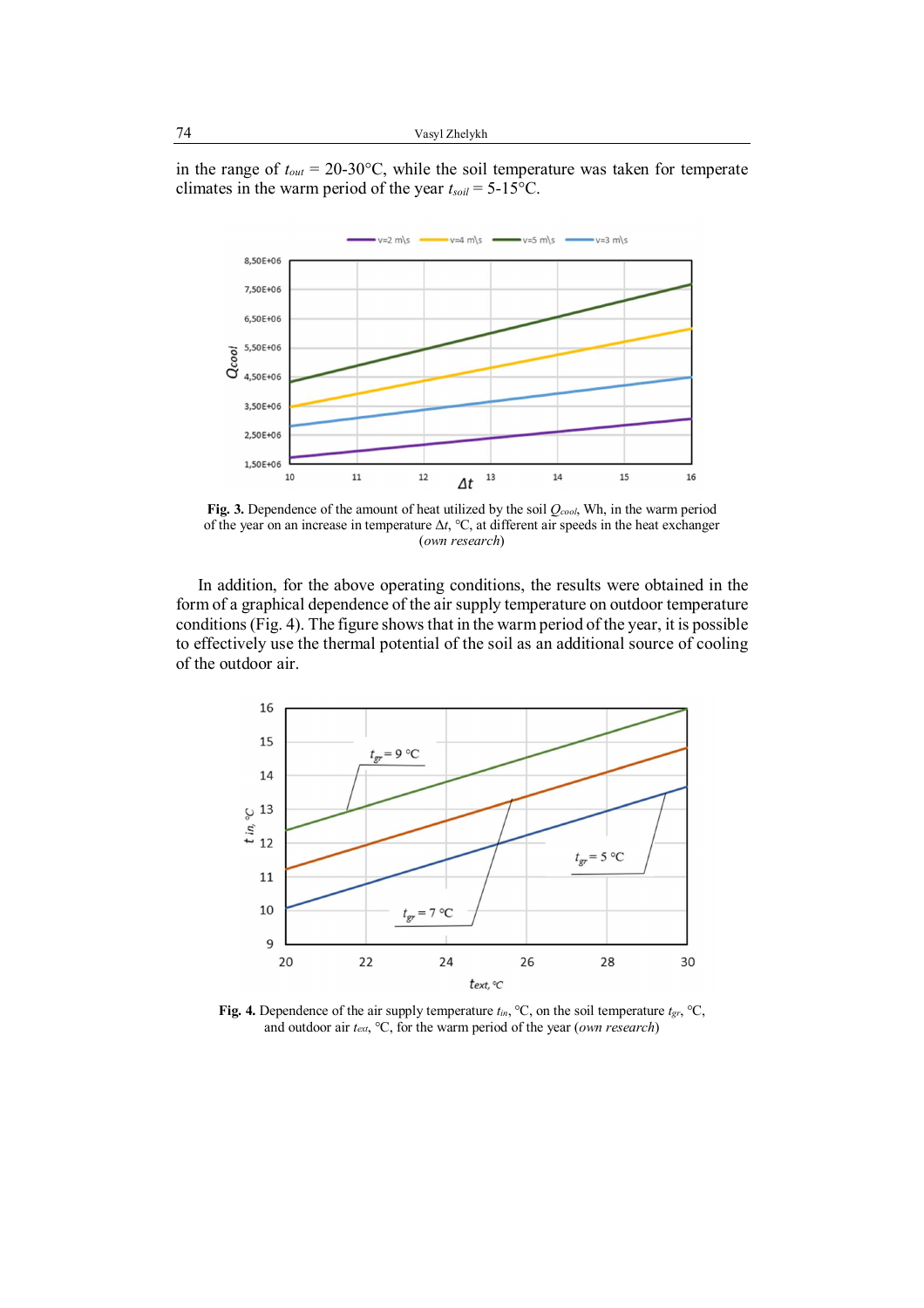in the range of $t_{out}$ = 20-30°C, while the soil temperature was taken for temperate climates in the warm period of the year $t_{soil}$ = 5-15°C.

**Fig. 3.** Dependence of the amount of heat utilized by the soil $Q_{cool}$, Wh, in the warm period of the year on an increase in temperature Δ*t*, °C, at different air speeds in the heat exchanger (*own research*)

In addition, for the above operating conditions, the results were obtained in the form of a graphical dependence of the air supply temperature on outdoor temperature conditions (Fig. 4). The figure shows that in the warm period of the year, it is possible to effectively use the thermal potential of the soil as an additional source of cooling of the outdoor air.

**Fig. 4.** Dependence of the air supply temperature $t_{in}$, °C, on the soil temperature $t_{gr}$, °C, and outdoor air $t_{ext}$, °C, for the warm period of the year (*own research*)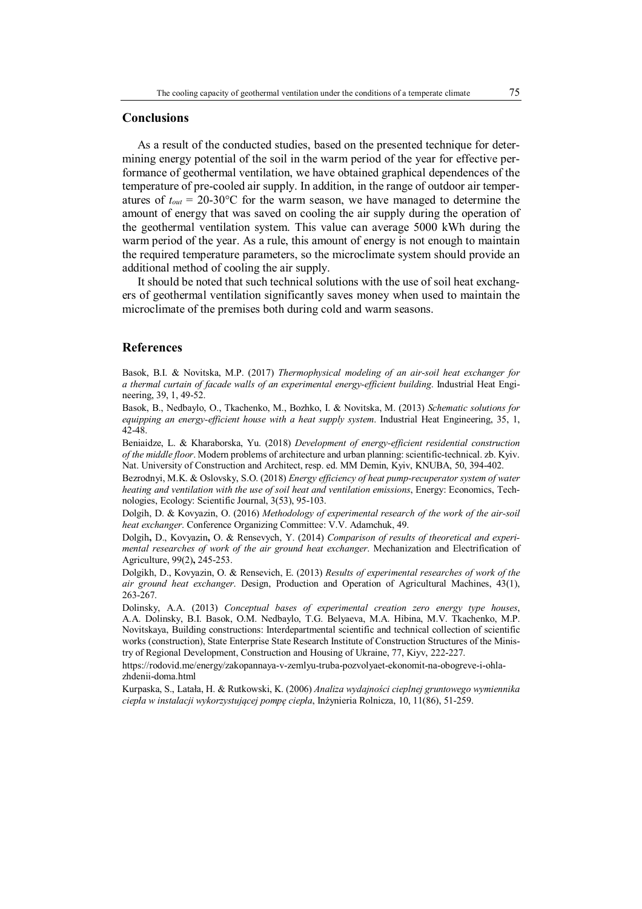## Conclusions

As a result of the conducted studies, based on the presented technique for determining energy potential of the soil in the warm period of the year for effective performance of geothermal ventilation, we have obtained graphical dependences of the temperature of pre-cooled air supply. In addition, in the range of outdoor air temperatures of $t_{out}$ = 20-30°C for the warm season, we have managed to determine the amount of energy that was saved on cooling the air supply during the operation of the geothermal ventilation system. This value can average 5000 kWh during the warm period of the year. As a rule, this amount of energy is not enough to maintain the required temperature parameters, so the microclimate system should provide an additional method of cooling the air supply.

It should be noted that such technical solutions with the use of soil heat exchangers of geothermal ventilation significantly saves money when used to maintain the microclimate of the premises both during cold and warm seasons.

## References

Basok, B.I. & Novitska, M.P. (2017) *Thermophysical modeling of an air-soil heat exchanger for a thermal curtain of facade walls of an experimental energy-efficient building*. Industrial Heat Engineering, 39, 1, 49-52.

Basok, B., Nedbaylo, O., Tkachenko, M., Bozhko, I. & Novitska, M. (2013) *Schematic solutions for equipping an energy-efficient house with a heat supply system*. Industrial Heat Engineering, 35, 1, 42-48.

Beniaidze, L. & Kharaborska, Yu. (2018) *Development of energy-efficient residential construction of the middle floor*. Modern problems of architecture and urban planning: scientific-technical. zb. Kyiv. Nat. University of Construction and Architect, resp. ed. MM Demin, Kyiv, KNUBA, 50, 394-402.

Bezrodnyi, M.K. & Oslovsky, S.O. (2018) *Energy efficiency of heat pump-recuperator system of water heating and ventilation with the use of soil heat and ventilation emissions*, Energy: Economics, Technologies, Ecology: Scientific Journal, 3(53), 95-103.

Dolgih, D. & Kovyazin, O. (2016) *Methodology of experimental research of the work of the air-soil heat exchanger*. Conference Organizing Committee: V.V. Adamchuk, 49.

Dolgih, D., Kovyazin, O. & Rensevych, Y. (2014) *Comparison of results of theoretical and experimental researches of work of the air ground heat exchanger*. Mechanization and Electrification of Agriculture, 99(2), 245-253.

Dolgikh, D., Kovyazin, O. & Rensevich, E. (2013) *Results of experimental researches of work of the air ground heat exchanger.* Design, Production and Operation of Agricultural Machines, 43(1), 263-267.

Dolinsky, A.A. (2013) *Conceptual bases of experimental creation zero energy type houses*, A.A. Dolinsky, B.I. Basok, O.M. Nedbaylo, T.G. Belyaeva, M.A. Hibina, M.V. Tkachenko, M.P. Novitskaya, Building constructions: Interdepartmental scientific and technical collection of scientific works (construction), State Enterprise State Research Institute of Construction Structures of the Ministry of Regional Development, Construction and Housing of Ukraine, 77, Kiyv, 222-227.

https://rodovid.me/energy/zakopannaya-v-zemlyu-truba-pozvolyaet-ekonomit-na-obogreve-i-ohlazhdenii-doma.html

Kurpaska, S., Latała, H. & Rutkowski, K. (2006) *Analiza wydajności cieplnej gruntowego wymiennika ciepła w instalacji wykorzystującej pompę ciepła*, Inżynieria Rolnicza, 10, 11(86), 51-259.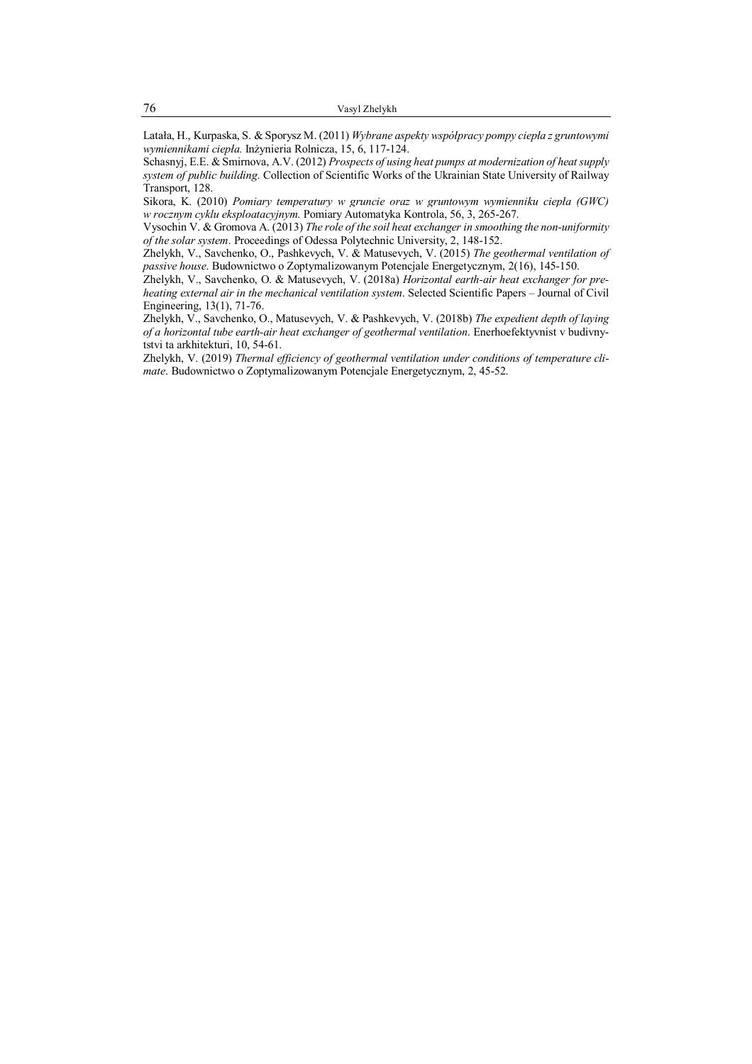Latała, H., Kurpaska, S. & Sporysz M. (2011) *Wybrane aspekty współpracy pompy ciepła z gruntowymi wymiennikami ciepła.* Inżynieria Rolnicza, 15, 6, 117-124.

Schasnyj, E.E. & Smirnova, A.V. (2012) *Prospects of using heat pumps at modernization of heat supply system of public building.* Collection of Scientific Works of the Ukrainian State University of Railway Transport, 128.

Sikora, K. (2010) *Pomiary temperatury w gruncie oraz w gruntowym wymienniku ciepła (GWC) w rocznym cyklu eksploatacyjnym.* Pomiary Automatyka Kontrola, 56, 3, 265-267.

Vysochin V. & Gromova A. (2013) *The role of the soil heat exchanger in smoothing the non-uniformity of the solar system*. Proceedings of Odessa Polytechnic University, 2, 148-152.

Zhelykh, V., Savchenko, O., Pashkevych, V. & Matusevych, V. (2015) *The geothermal ventilation of passive house*. Budownictwo o Zoptymalizowanym Potencjale Energetycznym, 2(16), 145-150.

Zhelykh, V., Savchenko, O. & Matusevych, V. (2018a) *Horizontal earth-air heat exchanger for preheating external air in the mechanical ventilation system*. Selected Scientific Papers – Journal of Civil Engineering, 13(1), 71-76.

Zhelykh, V., Savchenko, O., Matusevych, V. & Pashkevych, V. (2018b) *The expedient depth of laying of a horizontal tube earth-air heat exchanger of geothermal ventilation*. Enerhoefektyvnist v budivnytstvi ta arkhitekturi, 10, 54-61.

Zhelykh, V. (2019) *Thermal efficiency of geothermal ventilation under conditions of temperature climate*. Budownictwo o Zoptymalizowanym Potencjale Energetycznym, 2, 45-52.